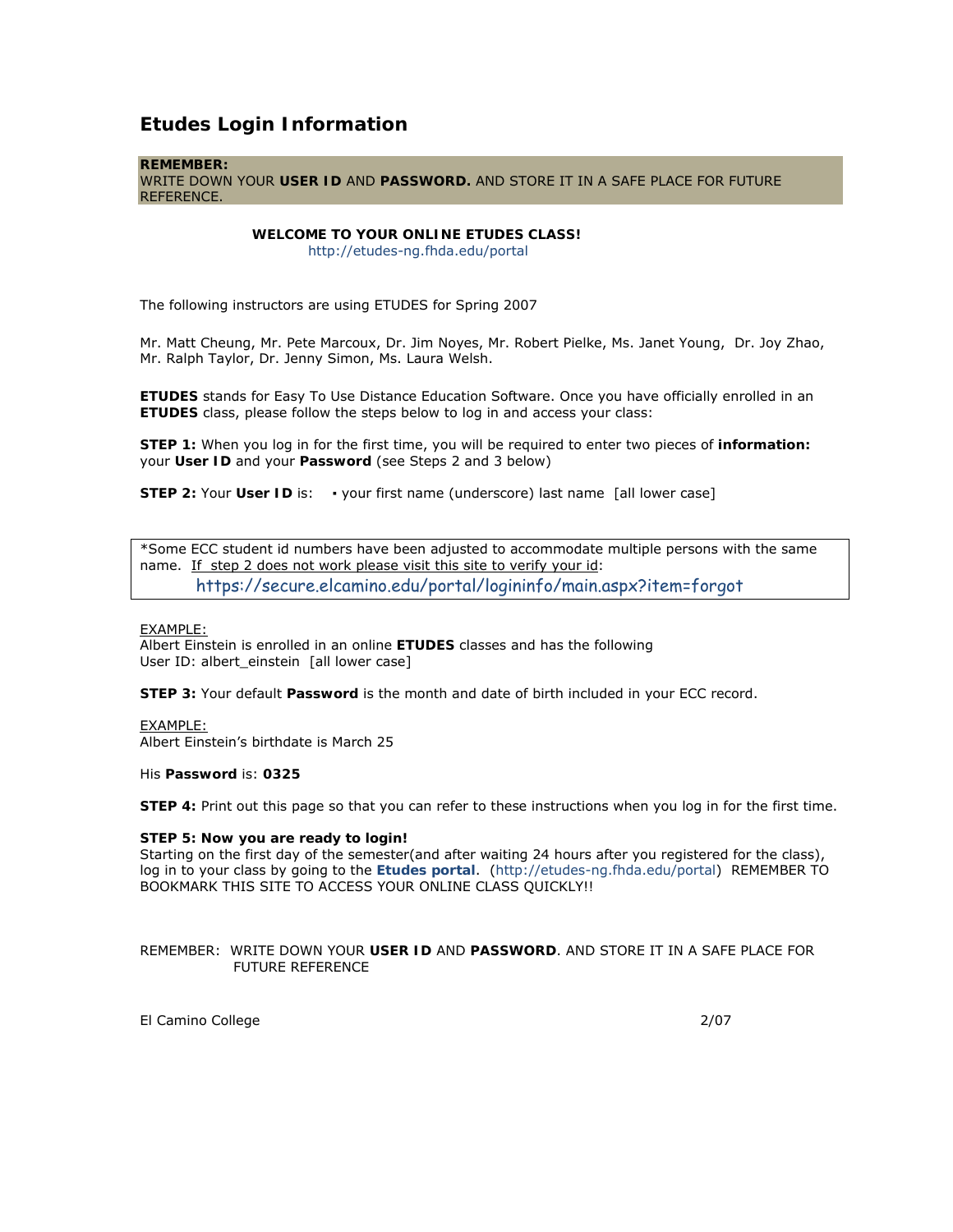# Etudes Login Information

**REMEMBER:**
WRITE DOWN YOUR **USER ID** AND **PASSWORD.** AND STORE IT IN A SAFE PLACE FOR FUTURE REFERENCE.

**WELCOME TO YOUR ONLINE ETUDES CLASS!**
http://etudes-ng.fhda.edu/portal

The following instructors are using ETUDES for Spring 2007

Mr. Matt Cheung, Mr. Pete Marcoux, Dr. Jim Noyes, Mr. Robert Pielke, Ms. Janet Young, Dr. Joy Zhao, Mr. Ralph Taylor, Dr. Jenny Simon, Ms. Laura Welsh.

**ETUDES** stands for Easy To Use Distance Education Software. Once you have officially enrolled in an **ETUDES** class, please follow the steps below to log in and access your class:

**STEP 1:** When you log in for the first time, you will be required to enter two pieces of **information:** your **User ID** and your **Password** (see Steps 2 and 3 below)

**STEP 2:** Your **User ID** is: • your first name (underscore) last name [all lower case]

*Some ECC student id numbers have been adjusted to accommodate multiple persons with the same name. If step 2 does not work please visit this site to verify your id:
https://secure.elcamino.edu/portal/logininfo/main.aspx?item=forgot

EXAMPLE:
Albert Einstein is enrolled in an online **ETUDES** classes and has the following
User ID: albert_einstein [all lower case]

**STEP 3:** Your default **Password** is the month and date of birth included in your ECC record.

EXAMPLE:
Albert Einstein's birthdate is March 25

His **Password** is: **0325**

**STEP 4:** Print out this page so that you can refer to these instructions when you log in for the first time.

**STEP 5: Now you are ready to login!**
Starting on the first day of the semester(and after waiting 24 hours after you registered for the class), log in to your class by going to the **Etudes portal**. (http://etudes-ng.fhda.edu/portal) REMEMBER TO BOOKMARK THIS SITE TO ACCESS YOUR ONLINE CLASS QUICKLY!!

REMEMBER: WRITE DOWN YOUR **USER ID** AND **PASSWORD**. AND STORE IT IN A SAFE PLACE FOR FUTURE REFERENCE

El Camino College 2/07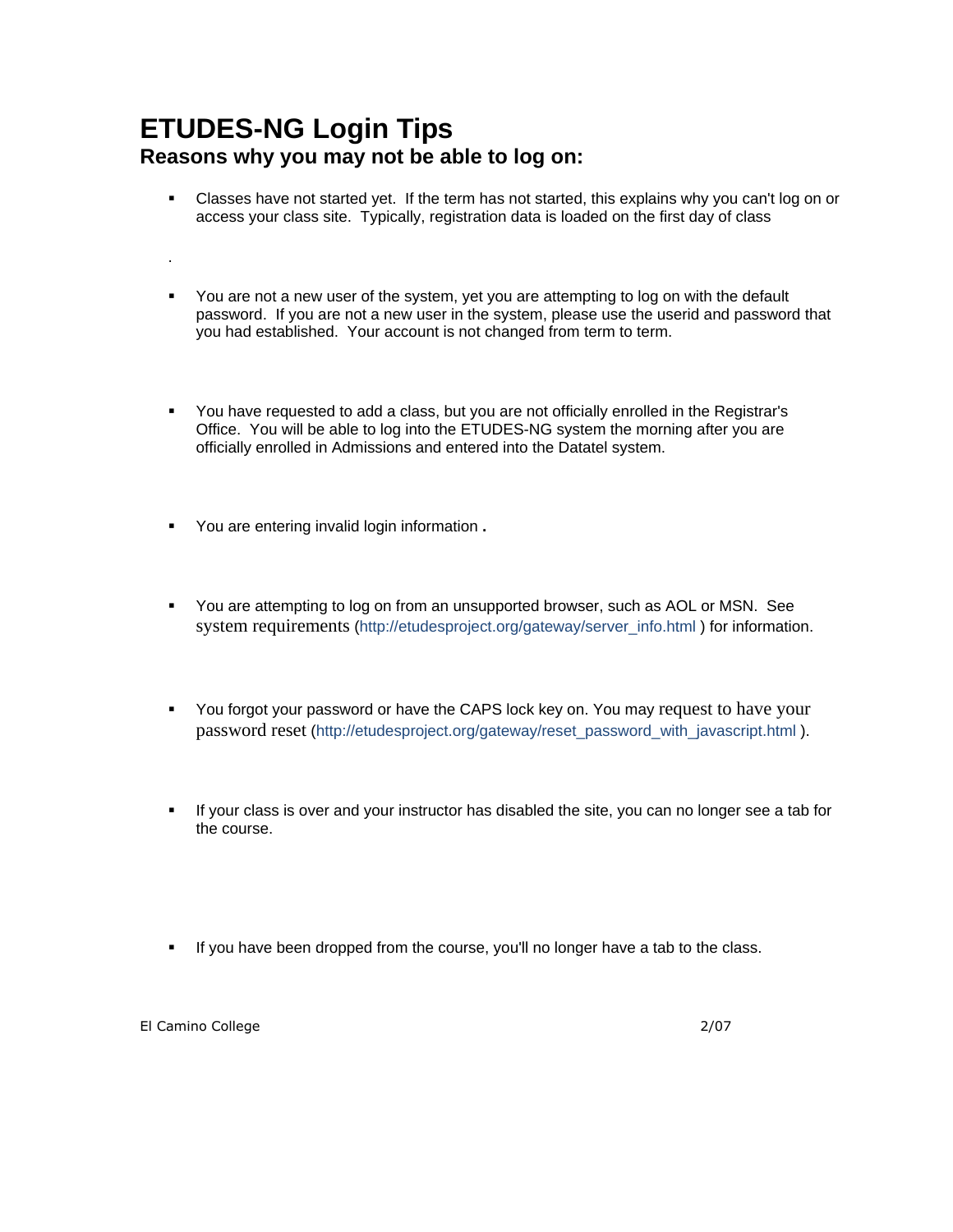# ETUDES-NG Login Tips

## Reasons why you may not be able to log on:

- Classes have not started yet. If the term has not started, this explains why you can't log on or access your class site. Typically, registration data is loaded on the first day of class

.

- You are not a new user of the system, yet you are attempting to log on with the default password. If you are not a new user in the system, please use the userid and password that you had established. Your account is not changed from term to term.

- You have requested to add a class, but you are not officially enrolled in the Registrar's Office. You will be able to log into the ETUDES-NG system the morning after you are officially enrolled in Admissions and entered into the Datatel system.

- You are entering invalid login information .

- You are attempting to log on from an unsupported browser, such as AOL or MSN. See system requirements (http://etudesproject.org/gateway/server_info.html ) for information.

- You forgot your password or have the CAPS lock key on. You may request to have your password reset (http://etudesproject.org/gateway/reset_password_with_javascript.html ).

- If your class is over and your instructor has disabled the site, you can no longer see a tab for the course.

- If you have been dropped from the course, you'll no longer have a tab to the class.